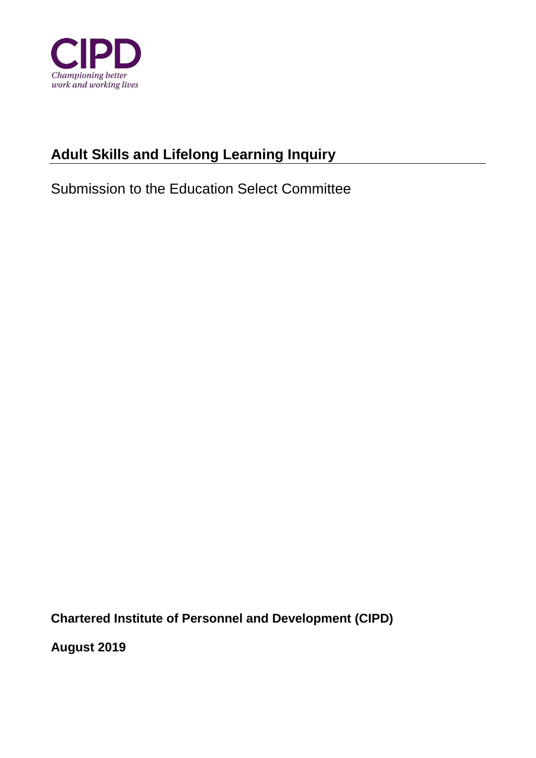CIPD

*Championing better work and working lives*

# Adult Skills and Lifelong Learning Inquiry

Submission to the Education Select Committee

**Chartered Institute of Personnel and Development (CIPD)**

**August 2019**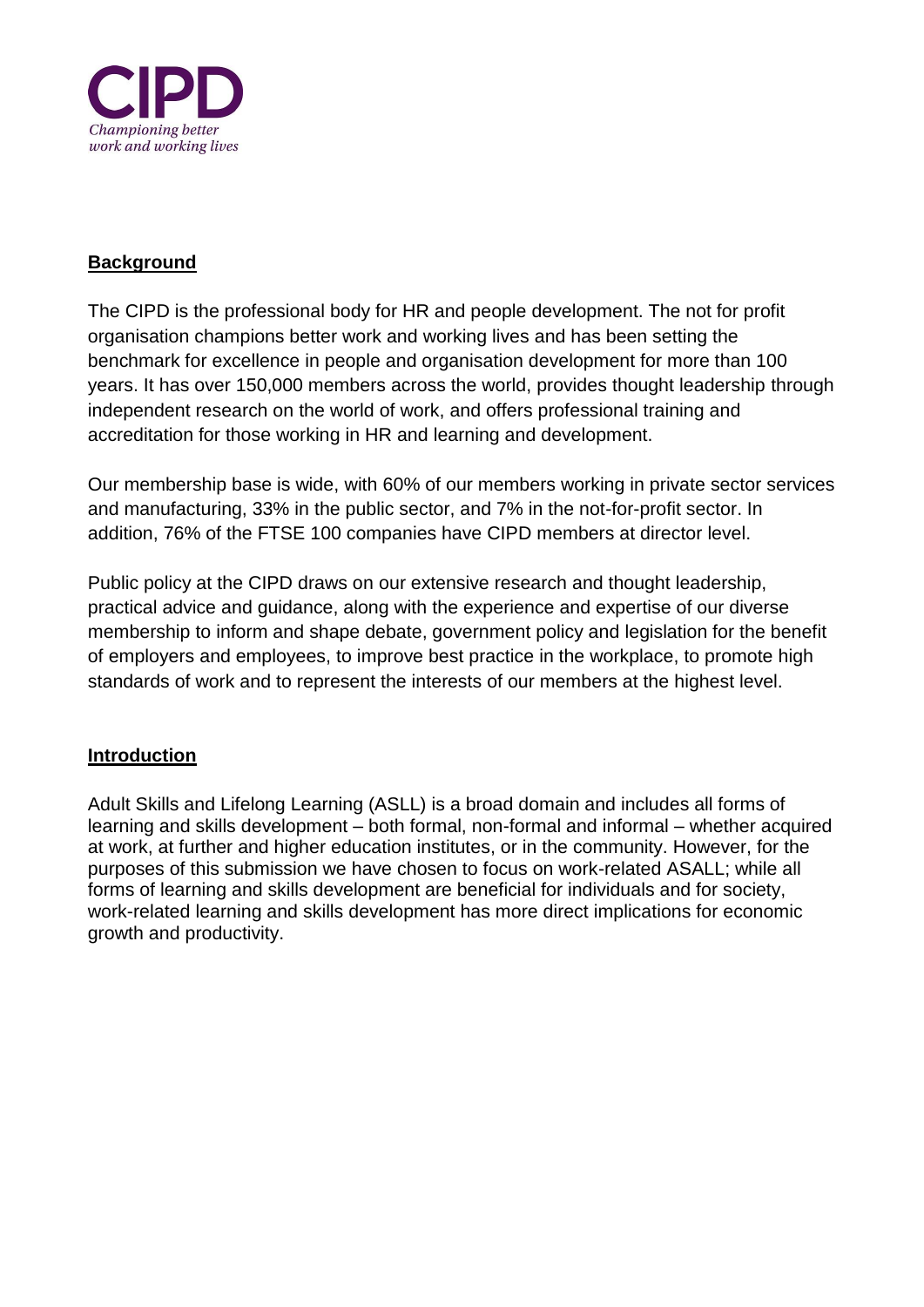**CIPD**

*Championing better work and working lives*

## Background

The CIPD is the professional body for HR and people development. The not for profit organisation champions better work and working lives and has been setting the benchmark for excellence in people and organisation development for more than 100 years. It has over 150,000 members across the world, provides thought leadership through independent research on the world of work, and offers professional training and accreditation for those working in HR and learning and development.

Our membership base is wide, with 60% of our members working in private sector services and manufacturing, 33% in the public sector, and 7% in the not-for-profit sector. In addition, 76% of the FTSE 100 companies have CIPD members at director level.

Public policy at the CIPD draws on our extensive research and thought leadership, practical advice and guidance, along with the experience and expertise of our diverse membership to inform and shape debate, government policy and legislation for the benefit of employers and employees, to improve best practice in the workplace, to promote high standards of work and to represent the interests of our members at the highest level.

## Introduction

Adult Skills and Lifelong Learning (ASLL) is a broad domain and includes all forms of learning and skills development – both formal, non-formal and informal – whether acquired at work, at further and higher education institutes, or in the community. However, for the purposes of this submission we have chosen to focus on work-related ASALL; while all forms of learning and skills development are beneficial for individuals and for society, work-related learning and skills development has more direct implications for economic growth and productivity.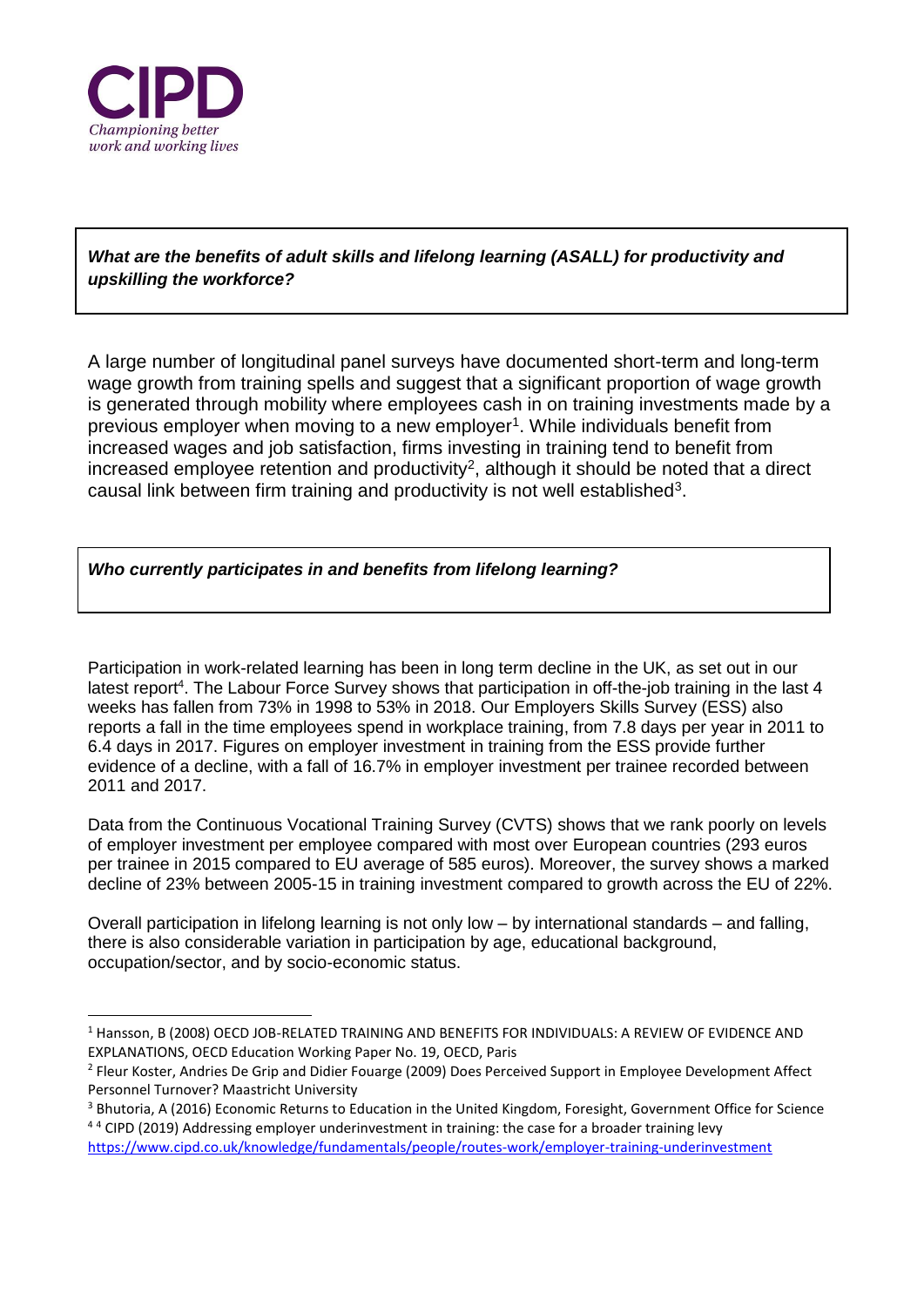CIPD

*Championing better work and working lives*

***What are the benefits of adult skills and lifelong learning (ASALL) for productivity and upskilling the workforce?***

A large number of longitudinal panel surveys have documented short-term and long-term wage growth from training spells and suggest that a significant proportion of wage growth is generated through mobility where employees cash in on training investments made by a previous employer when moving to a new employer[1]. While individuals benefit from increased wages and job satisfaction, firms investing in training tend to benefit from increased employee retention and productivity[2], although it should be noted that a direct causal link between firm training and productivity is not well established[3].

***Who currently participates in and benefits from lifelong learning?***

Participation in work-related learning has been in long term decline in the UK, as set out in our latest report[4]. The Labour Force Survey shows that participation in off-the-job training in the last 4 weeks has fallen from 73% in 1998 to 53% in 2018. Our Employers Skills Survey (ESS) also reports a fall in the time employees spend in workplace training, from 7.8 days per year in 2011 to 6.4 days in 2017. Figures on employer investment in training from the ESS provide further evidence of a decline, with a fall of 16.7% in employer investment per trainee recorded between 2011 and 2017.

Data from the Continuous Vocational Training Survey (CVTS) shows that we rank poorly on levels of employer investment per employee compared with most over European countries (293 euros per trainee in 2015 compared to EU average of 585 euros). Moreover, the survey shows a marked decline of 23% between 2005-15 in training investment compared to growth across the EU of 22%.

Overall participation in lifelong learning is not only low – by international standards – and falling, there is also considerable variation in participation by age, educational background, occupation/sector, and by socio-economic status.

---

[1] Hansson, B (2008) OECD JOB-RELATED TRAINING AND BENEFITS FOR INDIVIDUALS: A REVIEW OF EVIDENCE AND EXPLANATIONS, OECD Education Working Paper No. 19, OECD, Paris

[2] Fleur Koster, Andries De Grip and Didier Fouarge (2009) Does Perceived Support in Employee Development Affect Personnel Turnover? Maastricht University

[3] Bhutoria, A (2016) Economic Returns to Education in the United Kingdom, Foresight, Government Office for Science

[4] [4] CIPD (2019) Addressing employer underinvestment in training: the case for a broader training levy https://www.cipd.co.uk/knowledge/fundamentals/people/routes-work/employer-training-underinvestment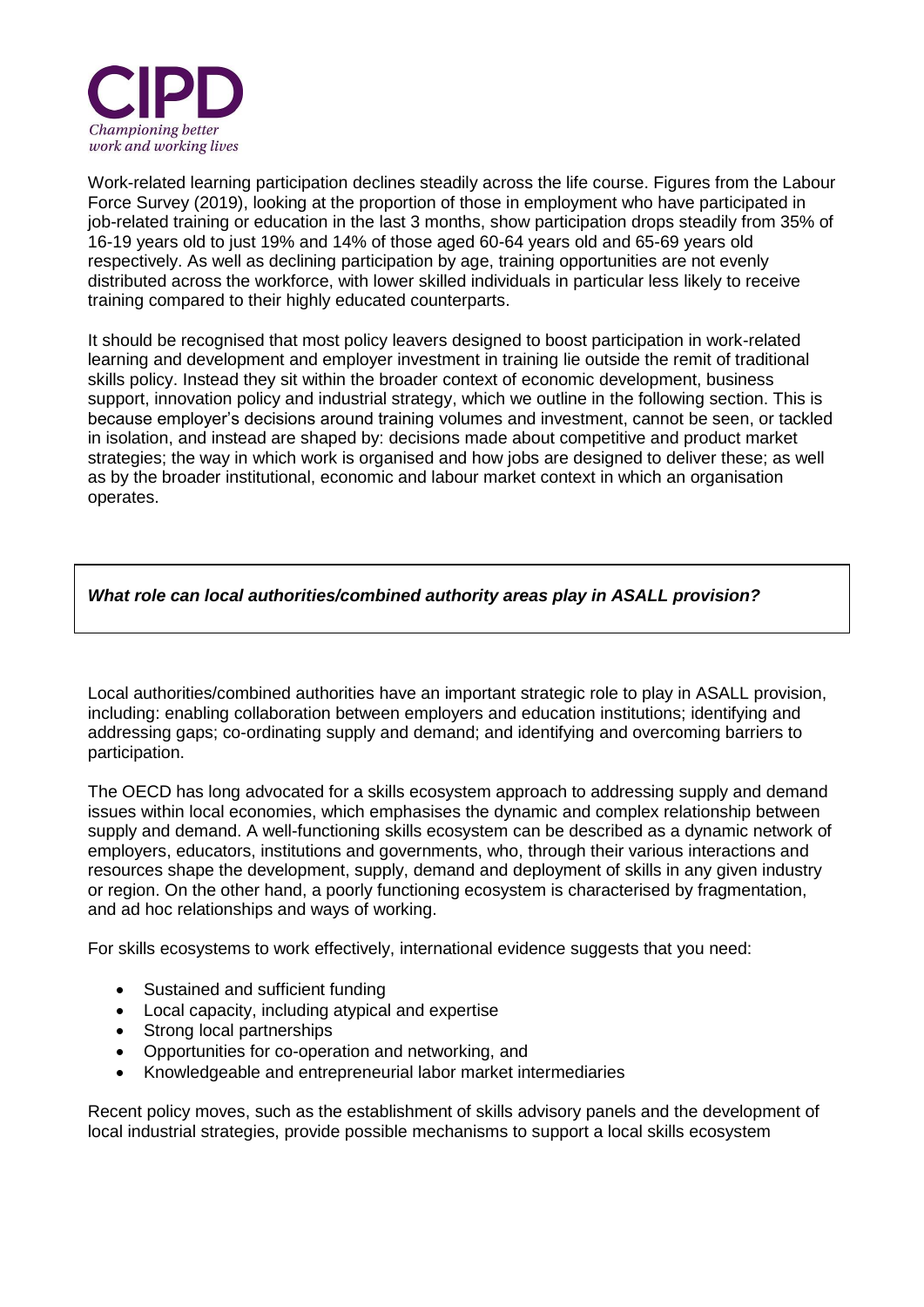Work-related learning participation declines steadily across the life course. Figures from the Labour Force Survey (2019), looking at the proportion of those in employment who have participated in job-related training or education in the last 3 months, show participation drops steadily from 35% of 16-19 years old to just 19% and 14% of those aged 60-64 years old and 65-69 years old respectively. As well as declining participation by age, training opportunities are not evenly distributed across the workforce, with lower skilled individuals in particular less likely to receive training compared to their highly educated counterparts.

It should be recognised that most policy leavers designed to boost participation in work-related learning and development and employer investment in training lie outside the remit of traditional skills policy. Instead they sit within the broader context of economic development, business support, innovation policy and industrial strategy, which we outline in the following section. This is because employer's decisions around training volumes and investment, cannot be seen, or tackled in isolation, and instead are shaped by: decisions made about competitive and product market strategies; the way in which work is organised and how jobs are designed to deliver these; as well as by the broader institutional, economic and labour market context in which an organisation operates.

***What role can local authorities/combined authority areas play in ASALL provision?***

Local authorities/combined authorities have an important strategic role to play in ASALL provision, including: enabling collaboration between employers and education institutions; identifying and addressing gaps; co-ordinating supply and demand; and identifying and overcoming barriers to participation.

The OECD has long advocated for a skills ecosystem approach to addressing supply and demand issues within local economies, which emphasises the dynamic and complex relationship between supply and demand. A well-functioning skills ecosystem can be described as a dynamic network of employers, educators, institutions and governments, who, through their various interactions and resources shape the development, supply, demand and deployment of skills in any given industry or region. On the other hand, a poorly functioning ecosystem is characterised by fragmentation, and ad hoc relationships and ways of working.

For skills ecosystems to work effectively, international evidence suggests that you need:

- Sustained and sufficient funding
- Local capacity, including atypical and expertise
- Strong local partnerships
- Opportunities for co-operation and networking, and
- Knowledgeable and entrepreneurial labor market intermediaries

Recent policy moves, such as the establishment of skills advisory panels and the development of local industrial strategies, provide possible mechanisms to support a local skills ecosystem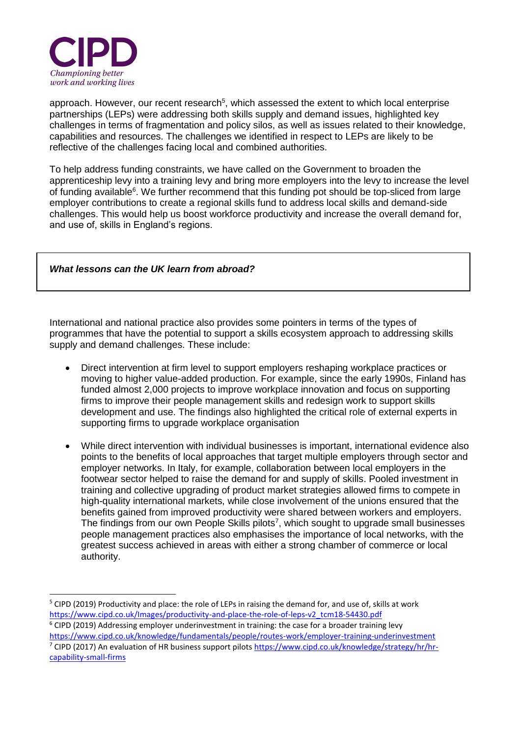approach. However, our recent research[5], which assessed the extent to which local enterprise partnerships (LEPs) were addressing both skills supply and demand issues, highlighted key challenges in terms of fragmentation and policy silos, as well as issues related to their knowledge, capabilities and resources. The challenges we identified in respect to LEPs are likely to be reflective of the challenges facing local and combined authorities.

To help address funding constraints, we have called on the Government to broaden the apprenticeship levy into a training levy and bring more employers into the levy to increase the level of funding available[6]. We further recommend that this funding pot should be top-sliced from large employer contributions to create a regional skills fund to address local skills and demand-side challenges. This would help us boost workforce productivity and increase the overall demand for, and use of, skills in England's regions.

***What lessons can the UK learn from abroad?***

International and national practice also provides some pointers in terms of the types of programmes that have the potential to support a skills ecosystem approach to addressing skills supply and demand challenges. These include:

- Direct intervention at firm level to support employers reshaping workplace practices or moving to higher value-added production. For example, since the early 1990s, Finland has funded almost 2,000 projects to improve workplace innovation and focus on supporting firms to improve their people management skills and redesign work to support skills development and use. The findings also highlighted the critical role of external experts in supporting firms to upgrade workplace organisation

- While direct intervention with individual businesses is important, international evidence also points to the benefits of local approaches that target multiple employers through sector and employer networks. In Italy, for example, collaboration between local employers in the footwear sector helped to raise the demand for and supply of skills. Pooled investment in training and collective upgrading of product market strategies allowed firms to compete in high-quality international markets, while close involvement of the unions ensured that the benefits gained from improved productivity were shared between workers and employers. The findings from our own People Skills pilots[7], which sought to upgrade small businesses people management practices also emphasises the importance of local networks, with the greatest success achieved in areas with either a strong chamber of commerce or local authority.

---

[5] CIPD (2019) Productivity and place: the role of LEPs in raising the demand for, and use of, skills at work https://www.cipd.co.uk/Images/productivity-and-place-the-role-of-leps-v2_tcm18-54430.pdf

[6] CIPD (2019) Addressing employer underinvestment in training: the case for a broader training levy https://www.cipd.co.uk/knowledge/fundamentals/people/routes-work/employer-training-underinvestment

[7] CIPD (2017) An evaluation of HR business support pilots https://www.cipd.co.uk/knowledge/strategy/hr/hr-capability-small-firms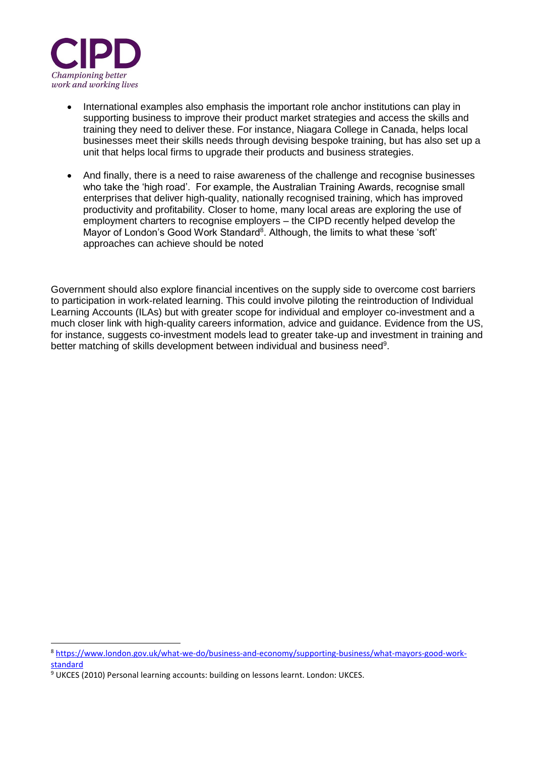- International examples also emphasis the important role anchor institutions can play in supporting business to improve their product market strategies and access the skills and training they need to deliver these. For instance, Niagara College in Canada, helps local businesses meet their skills needs through devising bespoke training, but has also set up a unit that helps local firms to upgrade their products and business strategies.

- And finally, there is a need to raise awareness of the challenge and recognise businesses who take the 'high road'. For example, the Australian Training Awards, recognise small enterprises that deliver high-quality, nationally recognised training, which has improved productivity and profitability. Closer to home, many local areas are exploring the use of employment charters to recognise employers – the CIPD recently helped develop the Mayor of London's Good Work Standard[8]. Although, the limits to what these 'soft' approaches can achieve should be noted

Government should also explore financial incentives on the supply side to overcome cost barriers to participation in work-related learning. This could involve piloting the reintroduction of Individual Learning Accounts (ILAs) but with greater scope for individual and employer co-investment and a much closer link with high-quality careers information, advice and guidance. Evidence from the US, for instance, suggests co-investment models lead to greater take-up and investment in training and better matching of skills development between individual and business need[9].

---

[8] https://www.london.gov.uk/what-we-do/business-and-economy/supporting-business/what-mayors-good-work-standard

[9] UKCES (2010) Personal learning accounts: building on lessons learnt. London: UKCES.